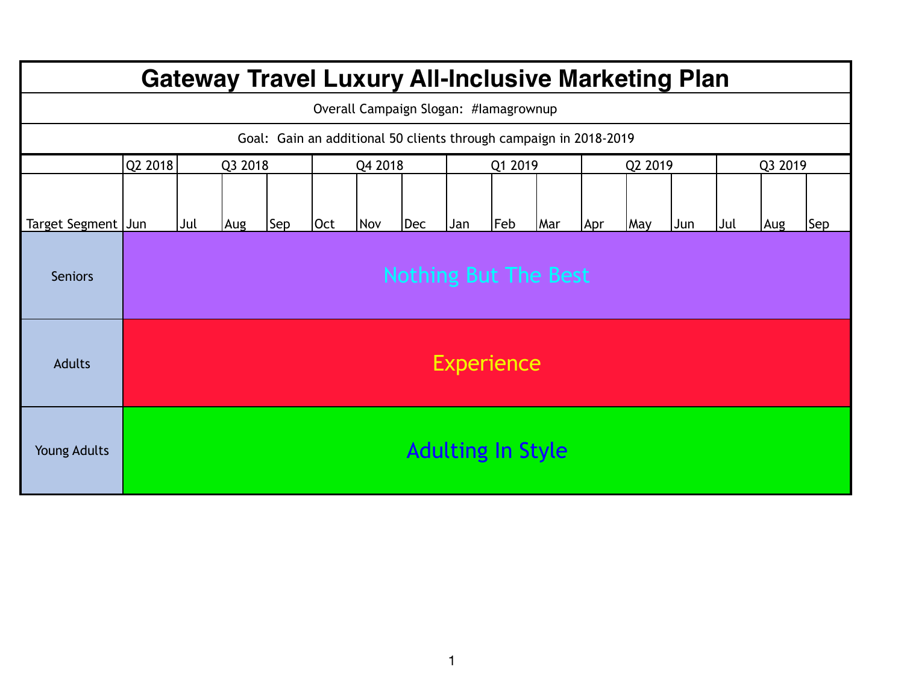# Gateway Travel Luxury All-Inclusive Marketing Plan

Overall Campaign Slogan: #Iamagrownup

Goal: Gain an additional 50 clients through campaign in 2018-2019

| | Q2 2018 | Q3 2018 | | | Q4 2018 | | | Q1 2019 | | | Q2 2019 | | | Q3 2019 | | |
|---|---|---|---|---|---|---|---|---|---|---|---|---|---|---|---|---|
| Target Segment | Jun | Jul | Aug | Sep | Oct | Nov | Dec | Jan | Feb | Mar | Apr | May | Jun | Jul | Aug | Sep |
| Seniors | Nothing But The Best | | | | | | | | | | | | | | | |
| Adults | Experience | | | | | | | | | | | | | | | |
| Young Adults | Adulting In Style | | | | | | | | | | | | | | | |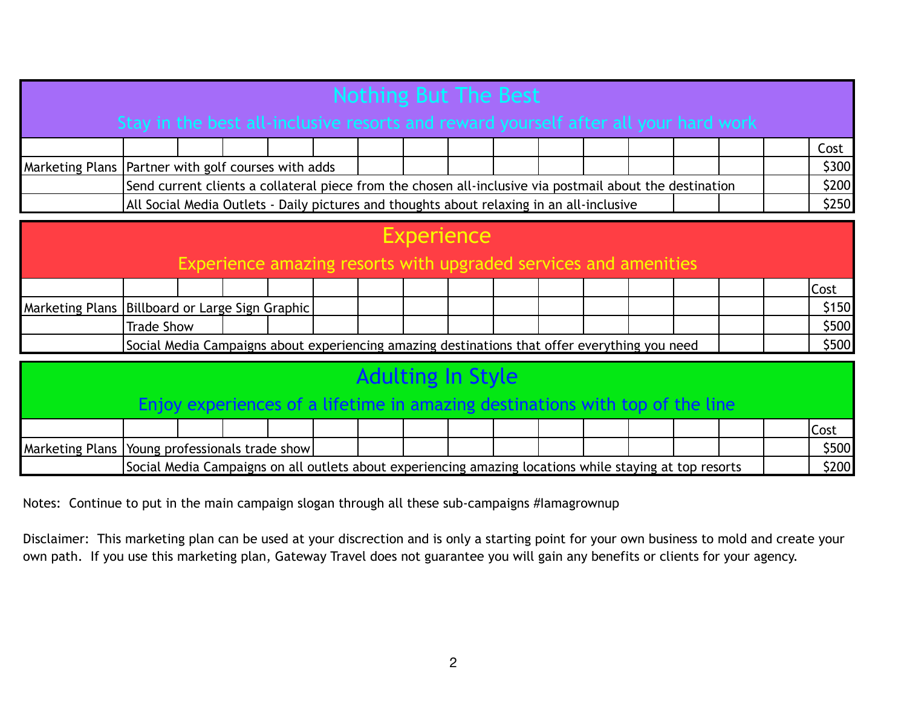## Nothing But The Best

Stay in the best all-inclusive resorts and reward yourself after all your hard work

| | | Cost |
|---|---|---|
| Marketing Plans | Partner with golf courses with adds | $300 |
| | Send current clients a collateral piece from the chosen all-inclusive via postmail about the destination | $200 |
| | All Social Media Outlets - Daily pictures and thoughts about relaxing in an all-inclusive | $250 |

## Experience

Experience amazing resorts with upgraded services and amenities

| | | Cost |
|---|---|---|
| Marketing Plans | Billboard or Large Sign Graphic | $150 |
| | Trade Show | $500 |
| | Social Media Campaigns about experiencing amazing destinations that offer everything you need | $500 |

## Adulting In Style

Enjoy experiences of a lifetime in amazing destinations with top of the line

| | | Cost |
|---|---|---|
| Marketing Plans | Young professionals trade show | $500 |
| | Social Media Campaigns on all outlets about experiencing amazing locations while staying at top resorts | $200 |

Notes: Continue to put in the main campaign slogan through all these sub-campaigns #Iamagrownup

Disclaimer: This marketing plan can be used at your discrection and is only a starting point for your own business to mold and create your own path. If you use this marketing plan, Gateway Travel does not guarantee you will gain any benefits or clients for your agency.